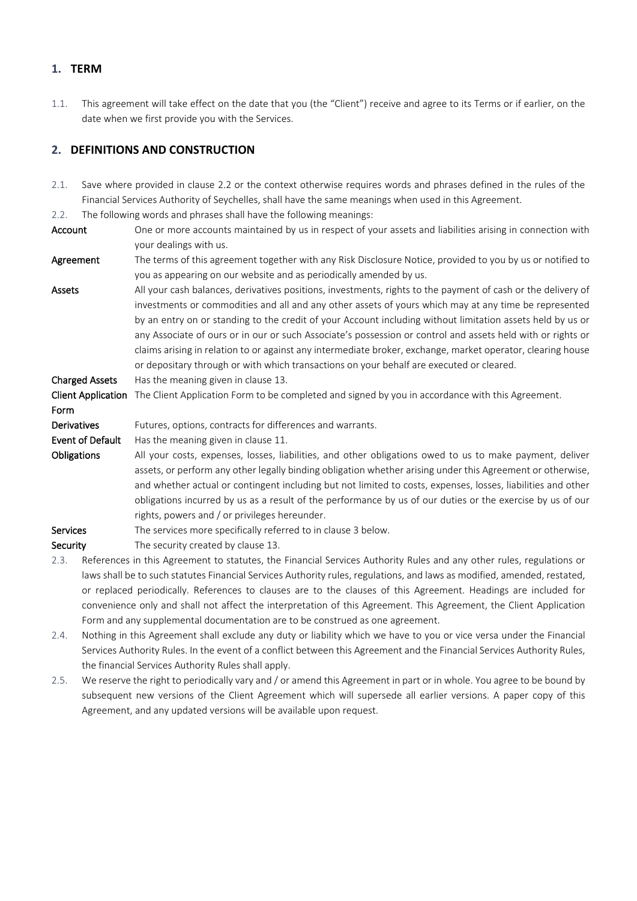## 1. TERM

1.1. This agreement will take effect on the date that you (the "Client") receive and agree to its Terms or if earlier, on the date when we first provide you with the Services.

## 2. DEFINITIONS AND CONSTRUCTION

2.1. Save where provided in clause 2.2 or the context otherwise requires words and phrases defined in the rules of the Financial Services Authority of Seychelles, shall have the same meanings when used in this Agreement.

2.2. The following words and phrases shall have the following meanings:

| | |
|---|---|
| **Account** | One or more accounts maintained by us in respect of your assets and liabilities arising in connection with your dealings with us. |
| **Agreement** | The terms of this agreement together with any Risk Disclosure Notice, provided to you by us or notified to you as appearing on our website and as periodically amended by us. |
| **Assets** | All your cash balances, derivatives positions, investments, rights to the payment of cash or the delivery of investments or commodities and all and any other assets of yours which may at any time be represented by an entry on or standing to the credit of your Account including without limitation assets held by us or any Associate of ours or in our or such Associate's possession or control and assets held with or rights or claims arising in relation to or against any intermediate broker, exchange, market operator, clearing house or depositary through or with which transactions on your behalf are executed or cleared. |
| **Charged Assets** | Has the meaning given in clause 13. |
| **Client Application Form** | The Client Application Form to be completed and signed by you in accordance with this Agreement. |
| **Derivatives** | Futures, options, contracts for differences and warrants. |
| **Event of Default** | Has the meaning given in clause 11. |
| **Obligations** | All your costs, expenses, losses, liabilities, and other obligations owed to us to make payment, deliver assets, or perform any other legally binding obligation whether arising under this Agreement or otherwise, and whether actual or contingent including but not limited to costs, expenses, losses, liabilities and other obligations incurred by us as a result of the performance by us of our duties or the exercise by us of our rights, powers and / or privileges hereunder. |
| **Services** | The services more specifically referred to in clause 3 below. |
| **Security** | The security created by clause 13. |

2.3. References in this Agreement to statutes, the Financial Services Authority Rules and any other rules, regulations or laws shall be to such statutes Financial Services Authority rules, regulations, and laws as modified, amended, restated, or replaced periodically. References to clauses are to the clauses of this Agreement. Headings are included for convenience only and shall not affect the interpretation of this Agreement. This Agreement, the Client Application Form and any supplemental documentation are to be construed as one agreement.

2.4. Nothing in this Agreement shall exclude any duty or liability which we have to you or vice versa under the Financial Services Authority Rules. In the event of a conflict between this Agreement and the Financial Services Authority Rules, the financial Services Authority Rules shall apply.

2.5. We reserve the right to periodically vary and / or amend this Agreement in part or in whole. You agree to be bound by subsequent new versions of the Client Agreement which will supersede all earlier versions. A paper copy of this Agreement, and any updated versions will be available upon request.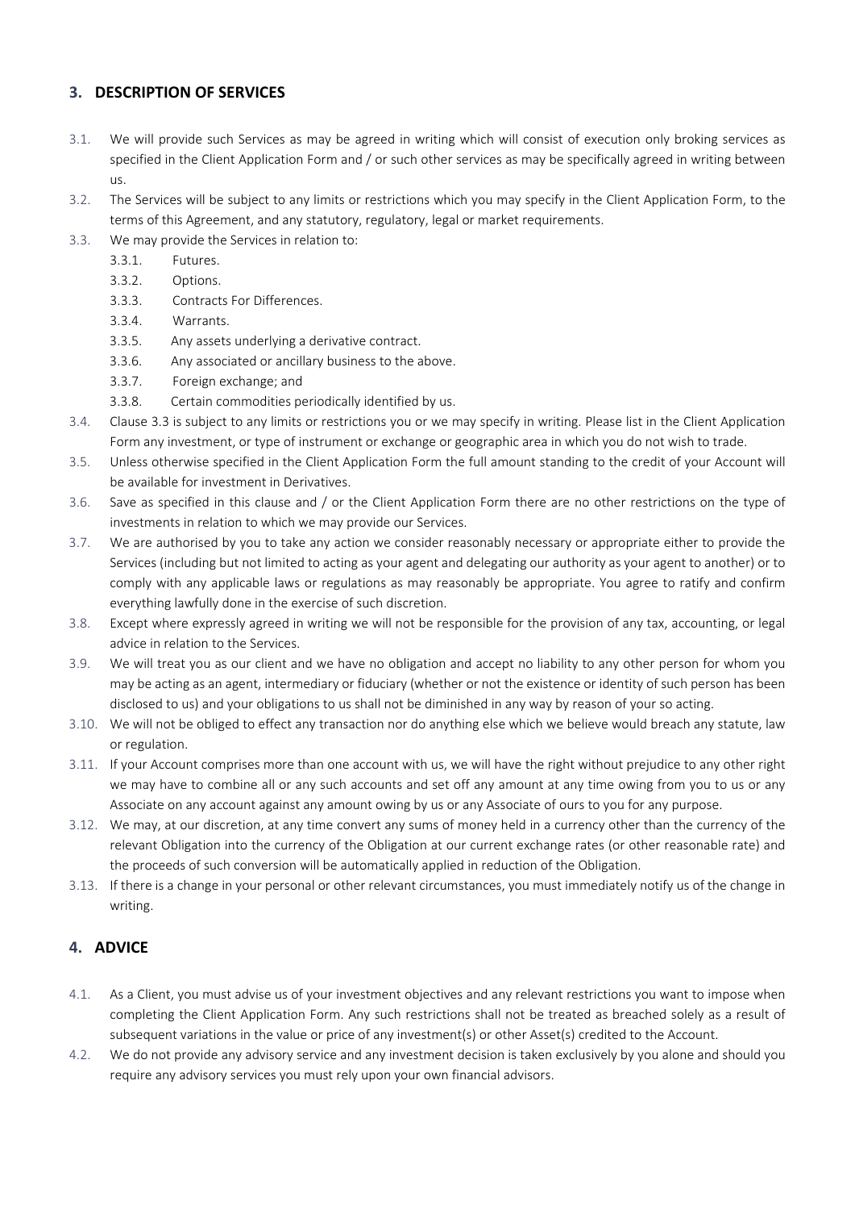## 3. DESCRIPTION OF SERVICES

3.1. We will provide such Services as may be agreed in writing which will consist of execution only broking services as specified in the Client Application Form and / or such other services as may be specifically agreed in writing between us.

3.2. The Services will be subject to any limits or restrictions which you may specify in the Client Application Form, to the terms of this Agreement, and any statutory, regulatory, legal or market requirements.

3.3. We may provide the Services in relation to:

- 3.3.1. Futures.
- 3.3.2. Options.
- 3.3.3. Contracts For Differences.
- 3.3.4. Warrants.
- 3.3.5. Any assets underlying a derivative contract.
- 3.3.6. Any associated or ancillary business to the above.
- 3.3.7. Foreign exchange; and
- 3.3.8. Certain commodities periodically identified by us.

3.4. Clause 3.3 is subject to any limits or restrictions you or we may specify in writing. Please list in the Client Application Form any investment, or type of instrument or exchange or geographic area in which you do not wish to trade.

3.5. Unless otherwise specified in the Client Application Form the full amount standing to the credit of your Account will be available for investment in Derivatives.

3.6. Save as specified in this clause and / or the Client Application Form there are no other restrictions on the type of investments in relation to which we may provide our Services.

3.7. We are authorised by you to take any action we consider reasonably necessary or appropriate either to provide the Services (including but not limited to acting as your agent and delegating our authority as your agent to another) or to comply with any applicable laws or regulations as may reasonably be appropriate. You agree to ratify and confirm everything lawfully done in the exercise of such discretion.

3.8. Except where expressly agreed in writing we will not be responsible for the provision of any tax, accounting, or legal advice in relation to the Services.

3.9. We will treat you as our client and we have no obligation and accept no liability to any other person for whom you may be acting as an agent, intermediary or fiduciary (whether or not the existence or identity of such person has been disclosed to us) and your obligations to us shall not be diminished in any way by reason of your so acting.

3.10. We will not be obliged to effect any transaction nor do anything else which we believe would breach any statute, law or regulation.

3.11. If your Account comprises more than one account with us, we will have the right without prejudice to any other right we may have to combine all or any such accounts and set off any amount at any time owing from you to us or any Associate on any account against any amount owing by us or any Associate of ours to you for any purpose.

3.12. We may, at our discretion, at any time convert any sums of money held in a currency other than the currency of the relevant Obligation into the currency of the Obligation at our current exchange rates (or other reasonable rate) and the proceeds of such conversion will be automatically applied in reduction of the Obligation.

3.13. If there is a change in your personal or other relevant circumstances, you must immediately notify us of the change in writing.

## 4. ADVICE

4.1. As a Client, you must advise us of your investment objectives and any relevant restrictions you want to impose when completing the Client Application Form. Any such restrictions shall not be treated as breached solely as a result of subsequent variations in the value or price of any investment(s) or other Asset(s) credited to the Account.

4.2. We do not provide any advisory service and any investment decision is taken exclusively by you alone and should you require any advisory services you must rely upon your own financial advisors.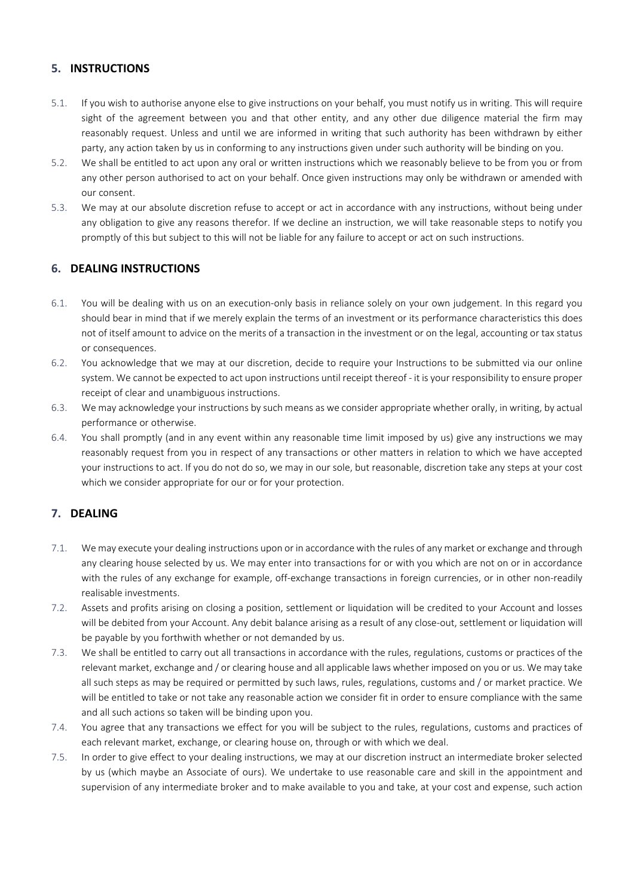## 5. INSTRUCTIONS

5.1. If you wish to authorise anyone else to give instructions on your behalf, you must notify us in writing. This will require sight of the agreement between you and that other entity, and any other due diligence material the firm may reasonably request. Unless and until we are informed in writing that such authority has been withdrawn by either party, any action taken by us in conforming to any instructions given under such authority will be binding on you.

5.2. We shall be entitled to act upon any oral or written instructions which we reasonably believe to be from you or from any other person authorised to act on your behalf. Once given instructions may only be withdrawn or amended with our consent.

5.3. We may at our absolute discretion refuse to accept or act in accordance with any instructions, without being under any obligation to give any reasons therefor. If we decline an instruction, we will take reasonable steps to notify you promptly of this but subject to this will not be liable for any failure to accept or act on such instructions.

## 6. DEALING INSTRUCTIONS

6.1. You will be dealing with us on an execution-only basis in reliance solely on your own judgement. In this regard you should bear in mind that if we merely explain the terms of an investment or its performance characteristics this does not of itself amount to advice on the merits of a transaction in the investment or on the legal, accounting or tax status or consequences.

6.2. You acknowledge that we may at our discretion, decide to require your Instructions to be submitted via our online system. We cannot be expected to act upon instructions until receipt thereof - it is your responsibility to ensure proper receipt of clear and unambiguous instructions.

6.3. We may acknowledge your instructions by such means as we consider appropriate whether orally, in writing, by actual performance or otherwise.

6.4. You shall promptly (and in any event within any reasonable time limit imposed by us) give any instructions we may reasonably request from you in respect of any transactions or other matters in relation to which we have accepted your instructions to act. If you do not do so, we may in our sole, but reasonable, discretion take any steps at your cost which we consider appropriate for our or for your protection.

## 7. DEALING

7.1. We may execute your dealing instructions upon or in accordance with the rules of any market or exchange and through any clearing house selected by us. We may enter into transactions for or with you which are not on or in accordance with the rules of any exchange for example, off-exchange transactions in foreign currencies, or in other non-readily realisable investments.

7.2. Assets and profits arising on closing a position, settlement or liquidation will be credited to your Account and losses will be debited from your Account. Any debit balance arising as a result of any close-out, settlement or liquidation will be payable by you forthwith whether or not demanded by us.

7.3. We shall be entitled to carry out all transactions in accordance with the rules, regulations, customs or practices of the relevant market, exchange and / or clearing house and all applicable laws whether imposed on you or us. We may take all such steps as may be required or permitted by such laws, rules, regulations, customs and / or market practice. We will be entitled to take or not take any reasonable action we consider fit in order to ensure compliance with the same and all such actions so taken will be binding upon you.

7.4. You agree that any transactions we effect for you will be subject to the rules, regulations, customs and practices of each relevant market, exchange, or clearing house on, through or with which we deal.

7.5. In order to give effect to your dealing instructions, we may at our discretion instruct an intermediate broker selected by us (which maybe an Associate of ours). We undertake to use reasonable care and skill in the appointment and supervision of any intermediate broker and to make available to you and take, at your cost and expense, such action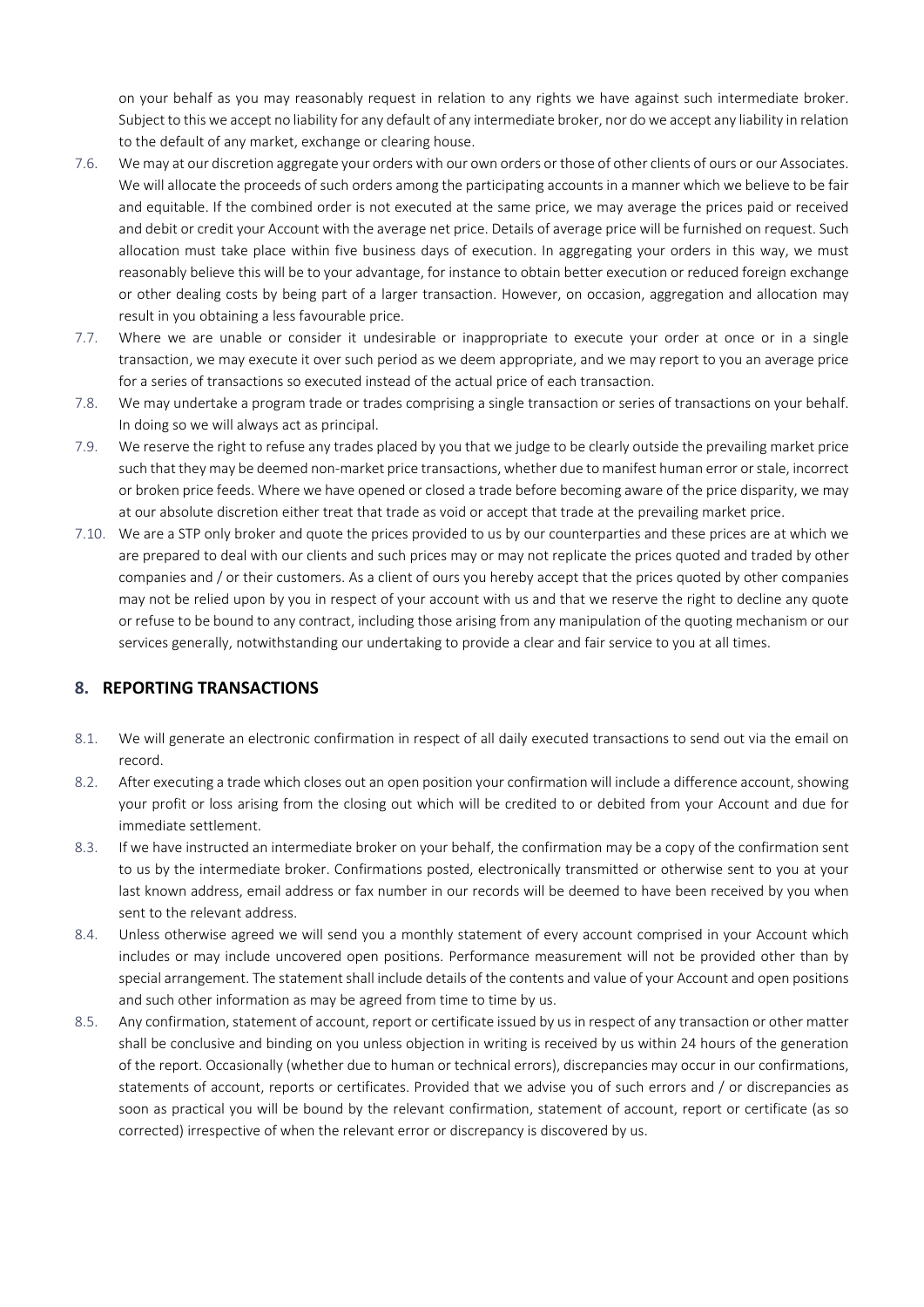on your behalf as you may reasonably request in relation to any rights we have against such intermediate broker. Subject to this we accept no liability for any default of any intermediate broker, nor do we accept any liability in relation to the default of any market, exchange or clearing house.

7.6. We may at our discretion aggregate your orders with our own orders or those of other clients of ours or our Associates. We will allocate the proceeds of such orders among the participating accounts in a manner which we believe to be fair and equitable. If the combined order is not executed at the same price, we may average the prices paid or received and debit or credit your Account with the average net price. Details of average price will be furnished on request. Such allocation must take place within five business days of execution. In aggregating your orders in this way, we must reasonably believe this will be to your advantage, for instance to obtain better execution or reduced foreign exchange or other dealing costs by being part of a larger transaction. However, on occasion, aggregation and allocation may result in you obtaining a less favourable price.

7.7. Where we are unable or consider it undesirable or inappropriate to execute your order at once or in a single transaction, we may execute it over such period as we deem appropriate, and we may report to you an average price for a series of transactions so executed instead of the actual price of each transaction.

7.8. We may undertake a program trade or trades comprising a single transaction or series of transactions on your behalf. In doing so we will always act as principal.

7.9. We reserve the right to refuse any trades placed by you that we judge to be clearly outside the prevailing market price such that they may be deemed non-market price transactions, whether due to manifest human error or stale, incorrect or broken price feeds. Where we have opened or closed a trade before becoming aware of the price disparity, we may at our absolute discretion either treat that trade as void or accept that trade at the prevailing market price.

7.10. We are a STP only broker and quote the prices provided to us by our counterparties and these prices are at which we are prepared to deal with our clients and such prices may or may not replicate the prices quoted and traded by other companies and / or their customers. As a client of ours you hereby accept that the prices quoted by other companies may not be relied upon by you in respect of your account with us and that we reserve the right to decline any quote or refuse to be bound to any contract, including those arising from any manipulation of the quoting mechanism or our services generally, notwithstanding our undertaking to provide a clear and fair service to you at all times.

## 8. REPORTING TRANSACTIONS

8.1. We will generate an electronic confirmation in respect of all daily executed transactions to send out via the email on record.

8.2. After executing a trade which closes out an open position your confirmation will include a difference account, showing your profit or loss arising from the closing out which will be credited to or debited from your Account and due for immediate settlement.

8.3. If we have instructed an intermediate broker on your behalf, the confirmation may be a copy of the confirmation sent to us by the intermediate broker. Confirmations posted, electronically transmitted or otherwise sent to you at your last known address, email address or fax number in our records will be deemed to have been received by you when sent to the relevant address.

8.4. Unless otherwise agreed we will send you a monthly statement of every account comprised in your Account which includes or may include uncovered open positions. Performance measurement will not be provided other than by special arrangement. The statement shall include details of the contents and value of your Account and open positions and such other information as may be agreed from time to time by us.

8.5. Any confirmation, statement of account, report or certificate issued by us in respect of any transaction or other matter shall be conclusive and binding on you unless objection in writing is received by us within 24 hours of the generation of the report. Occasionally (whether due to human or technical errors), discrepancies may occur in our confirmations, statements of account, reports or certificates. Provided that we advise you of such errors and / or discrepancies as soon as practical you will be bound by the relevant confirmation, statement of account, report or certificate (as so corrected) irrespective of when the relevant error or discrepancy is discovered by us.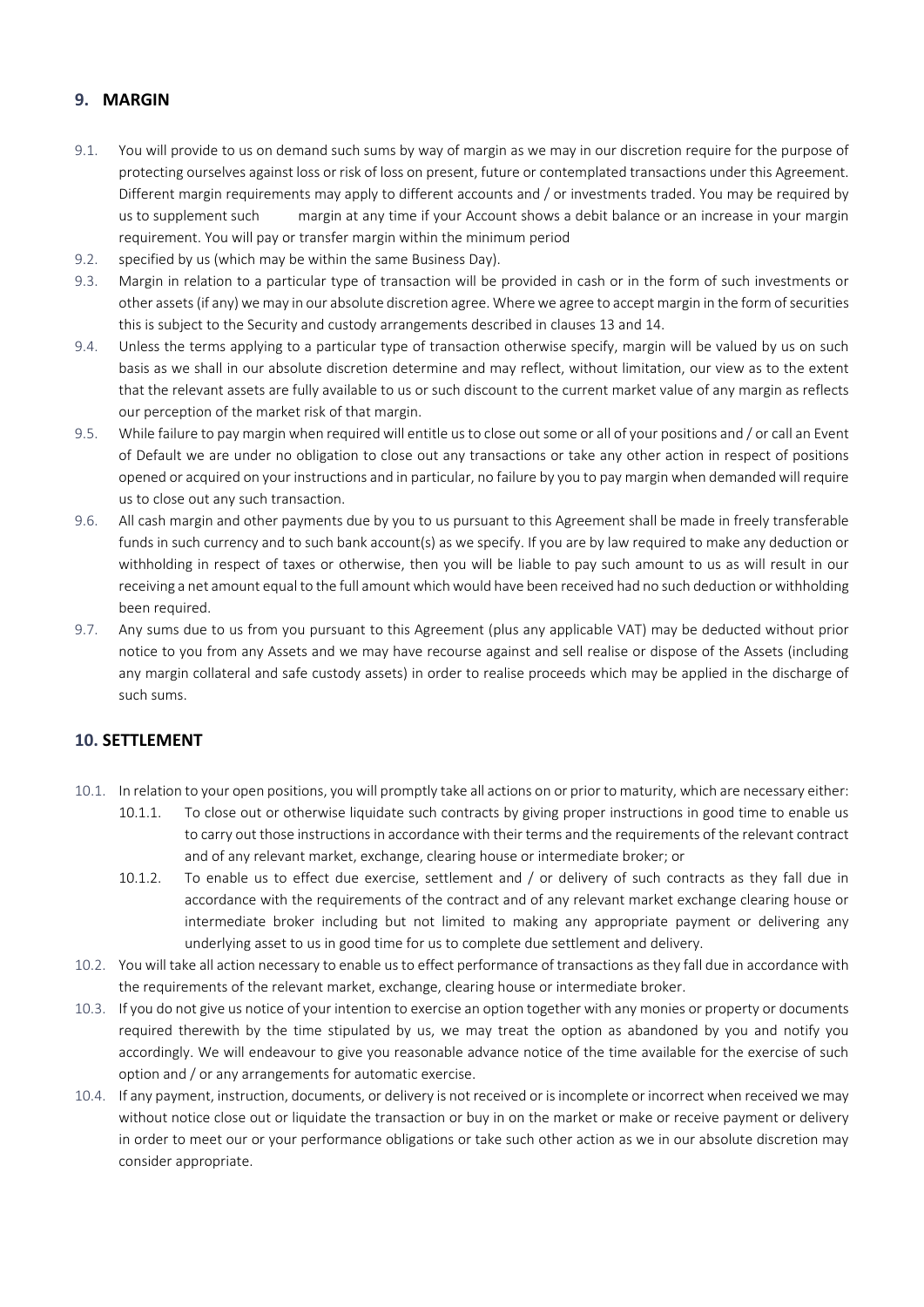## 9. MARGIN

9.1. You will provide to us on demand such sums by way of margin as we may in our discretion require for the purpose of protecting ourselves against loss or risk of loss on present, future or contemplated transactions under this Agreement. Different margin requirements may apply to different accounts and / or investments traded. You may be required by us to supplement such margin at any time if your Account shows a debit balance or an increase in your margin requirement. You will pay or transfer margin within the minimum period

9.2. specified by us (which may be within the same Business Day).

9.3. Margin in relation to a particular type of transaction will be provided in cash or in the form of such investments or other assets (if any) we may in our absolute discretion agree. Where we agree to accept margin in the form of securities this is subject to the Security and custody arrangements described in clauses 13 and 14.

9.4. Unless the terms applying to a particular type of transaction otherwise specify, margin will be valued by us on such basis as we shall in our absolute discretion determine and may reflect, without limitation, our view as to the extent that the relevant assets are fully available to us or such discount to the current market value of any margin as reflects our perception of the market risk of that margin.

9.5. While failure to pay margin when required will entitle us to close out some or all of your positions and / or call an Event of Default we are under no obligation to close out any transactions or take any other action in respect of positions opened or acquired on your instructions and in particular, no failure by you to pay margin when demanded will require us to close out any such transaction.

9.6. All cash margin and other payments due by you to us pursuant to this Agreement shall be made in freely transferable funds in such currency and to such bank account(s) as we specify. If you are by law required to make any deduction or withholding in respect of taxes or otherwise, then you will be liable to pay such amount to us as will result in our receiving a net amount equal to the full amount which would have been received had no such deduction or withholding been required.

9.7. Any sums due to us from you pursuant to this Agreement (plus any applicable VAT) may be deducted without prior notice to you from any Assets and we may have recourse against and sell realise or dispose of the Assets (including any margin collateral and safe custody assets) in order to realise proceeds which may be applied in the discharge of such sums.

## 10. SETTLEMENT

10.1. In relation to your open positions, you will promptly take all actions on or prior to maturity, which are necessary either:

  10.1.1. To close out or otherwise liquidate such contracts by giving proper instructions in good time to enable us to carry out those instructions in accordance with their terms and the requirements of the relevant contract and of any relevant market, exchange, clearing house or intermediate broker; or

  10.1.2. To enable us to effect due exercise, settlement and / or delivery of such contracts as they fall due in accordance with the requirements of the contract and of any relevant market exchange clearing house or intermediate broker including but not limited to making any appropriate payment or delivering any underlying asset to us in good time for us to complete due settlement and delivery.

10.2. You will take all action necessary to enable us to effect performance of transactions as they fall due in accordance with the requirements of the relevant market, exchange, clearing house or intermediate broker.

10.3. If you do not give us notice of your intention to exercise an option together with any monies or property or documents required therewith by the time stipulated by us, we may treat the option as abandoned by you and notify you accordingly. We will endeavour to give you reasonable advance notice of the time available for the exercise of such option and / or any arrangements for automatic exercise.

10.4. If any payment, instruction, documents, or delivery is not received or is incomplete or incorrect when received we may without notice close out or liquidate the transaction or buy in on the market or make or receive payment or delivery in order to meet our or your performance obligations or take such other action as we in our absolute discretion may consider appropriate.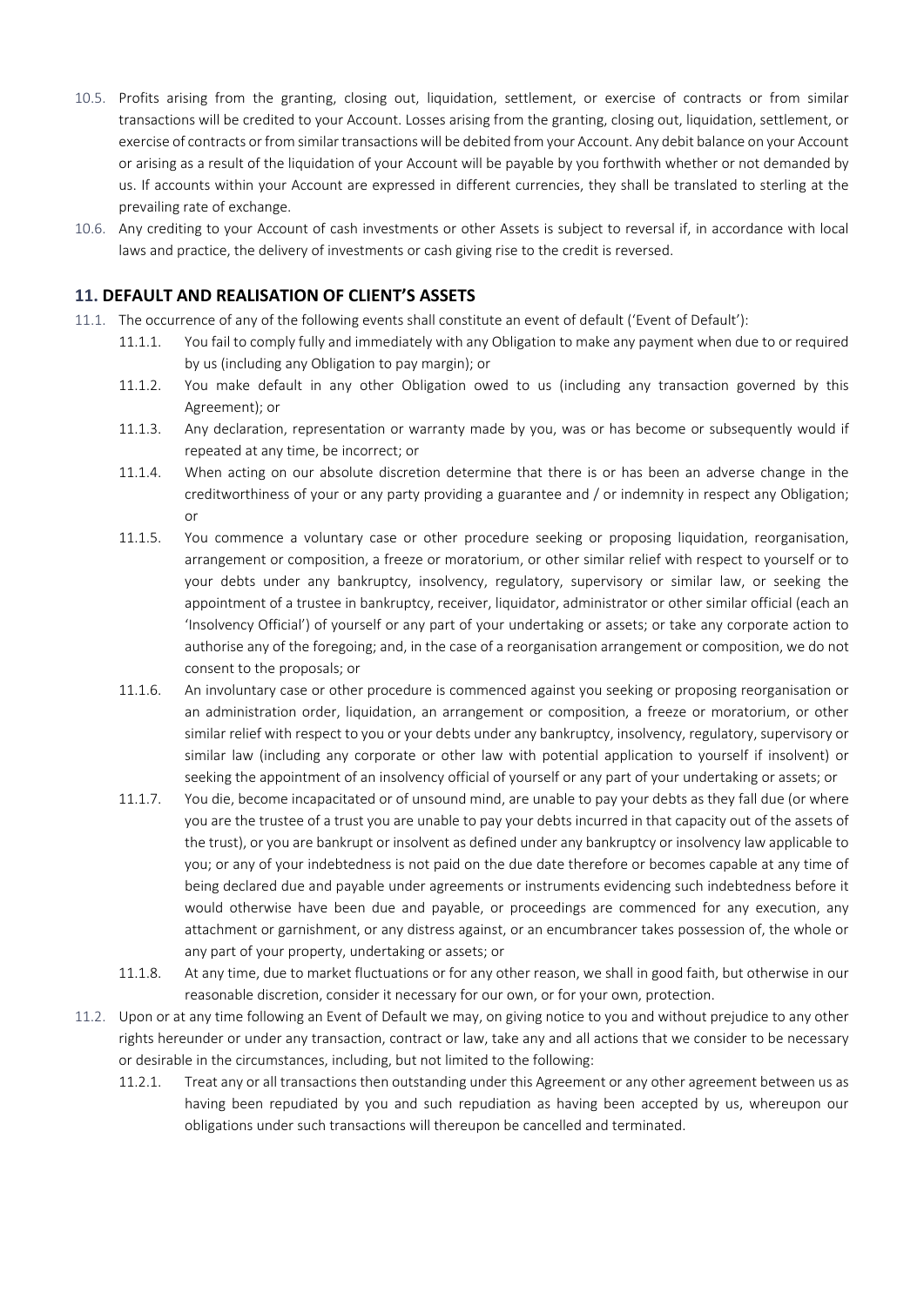10.5. Profits arising from the granting, closing out, liquidation, settlement, or exercise of contracts or from similar transactions will be credited to your Account. Losses arising from the granting, closing out, liquidation, settlement, or exercise of contracts or from similar transactions will be debited from your Account. Any debit balance on your Account or arising as a result of the liquidation of your Account will be payable by you forthwith whether or not demanded by us. If accounts within your Account are expressed in different currencies, they shall be translated to sterling at the prevailing rate of exchange.

10.6. Any crediting to your Account of cash investments or other Assets is subject to reversal if, in accordance with local laws and practice, the delivery of investments or cash giving rise to the credit is reversed.

## 11. DEFAULT AND REALISATION OF CLIENT'S ASSETS

11.1. The occurrence of any of the following events shall constitute an event of default ('Event of Default'):

11.1.1. You fail to comply fully and immediately with any Obligation to make any payment when due to or required by us (including any Obligation to pay margin); or

11.1.2. You make default in any other Obligation owed to us (including any transaction governed by this Agreement); or

11.1.3. Any declaration, representation or warranty made by you, was or has become or subsequently would if repeated at any time, be incorrect; or

11.1.4. When acting on our absolute discretion determine that there is or has been an adverse change in the creditworthiness of your or any party providing a guarantee and / or indemnity in respect any Obligation; or

11.1.5. You commence a voluntary case or other procedure seeking or proposing liquidation, reorganisation, arrangement or composition, a freeze or moratorium, or other similar relief with respect to yourself or to your debts under any bankruptcy, insolvency, regulatory, supervisory or similar law, or seeking the appointment of a trustee in bankruptcy, receiver, liquidator, administrator or other similar official (each an 'Insolvency Official') of yourself or any part of your undertaking or assets; or take any corporate action to authorise any of the foregoing; and, in the case of a reorganisation arrangement or composition, we do not consent to the proposals; or

11.1.6. An involuntary case or other procedure is commenced against you seeking or proposing reorganisation or an administration order, liquidation, an arrangement or composition, a freeze or moratorium, or other similar relief with respect to you or your debts under any bankruptcy, insolvency, regulatory, supervisory or similar law (including any corporate or other law with potential application to yourself if insolvent) or seeking the appointment of an insolvency official of yourself or any part of your undertaking or assets; or

11.1.7. You die, become incapacitated or of unsound mind, are unable to pay your debts as they fall due (or where you are the trustee of a trust you are unable to pay your debts incurred in that capacity out of the assets of the trust), or you are bankrupt or insolvent as defined under any bankruptcy or insolvency law applicable to you; or any of your indebtedness is not paid on the due date therefore or becomes capable at any time of being declared due and payable under agreements or instruments evidencing such indebtedness before it would otherwise have been due and payable, or proceedings are commenced for any execution, any attachment or garnishment, or any distress against, or an encumbrancer takes possession of, the whole or any part of your property, undertaking or assets; or

11.1.8. At any time, due to market fluctuations or for any other reason, we shall in good faith, but otherwise in our reasonable discretion, consider it necessary for our own, or for your own, protection.

11.2. Upon or at any time following an Event of Default we may, on giving notice to you and without prejudice to any other rights hereunder or under any transaction, contract or law, take any and all actions that we consider to be necessary or desirable in the circumstances, including, but not limited to the following:

11.2.1. Treat any or all transactions then outstanding under this Agreement or any other agreement between us as having been repudiated by you and such repudiation as having been accepted by us, whereupon our obligations under such transactions will thereupon be cancelled and terminated.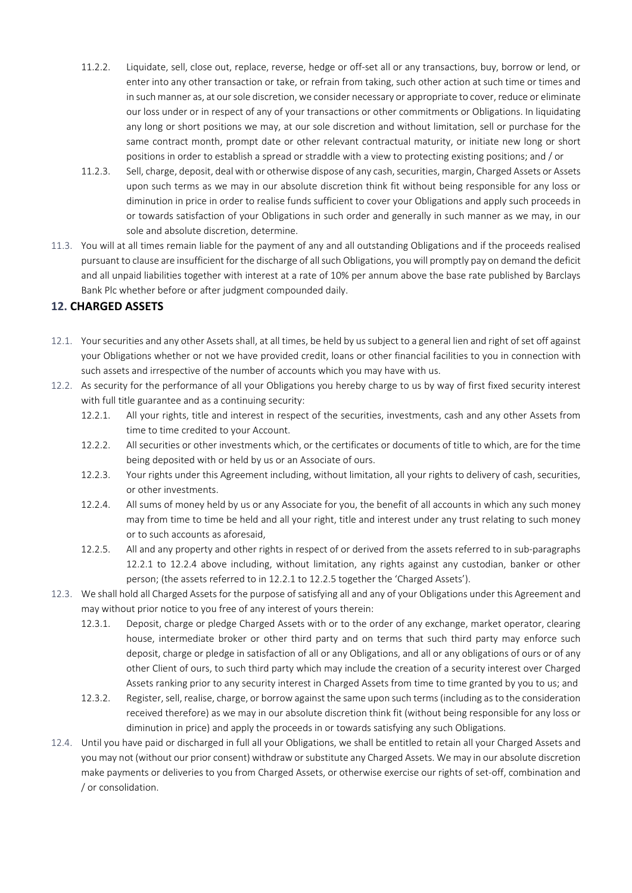11.2.2. Liquidate, sell, close out, replace, reverse, hedge or off-set all or any transactions, buy, borrow or lend, or enter into any other transaction or take, or refrain from taking, such other action at such time or times and in such manner as, at our sole discretion, we consider necessary or appropriate to cover, reduce or eliminate our loss under or in respect of any of your transactions or other commitments or Obligations. In liquidating any long or short positions we may, at our sole discretion and without limitation, sell or purchase for the same contract month, prompt date or other relevant contractual maturity, or initiate new long or short positions in order to establish a spread or straddle with a view to protecting existing positions; and / or

11.2.3. Sell, charge, deposit, deal with or otherwise dispose of any cash, securities, margin, Charged Assets or Assets upon such terms as we may in our absolute discretion think fit without being responsible for any loss or diminution in price in order to realise funds sufficient to cover your Obligations and apply such proceeds in or towards satisfaction of your Obligations in such order and generally in such manner as we may, in our sole and absolute discretion, determine.

11.3. You will at all times remain liable for the payment of any and all outstanding Obligations and if the proceeds realised pursuant to clause are insufficient for the discharge of all such Obligations, you will promptly pay on demand the deficit and all unpaid liabilities together with interest at a rate of 10% per annum above the base rate published by Barclays Bank Plc whether before or after judgment compounded daily.

## 12. CHARGED ASSETS

12.1. Your securities and any other Assets shall, at all times, be held by us subject to a general lien and right of set off against your Obligations whether or not we have provided credit, loans or other financial facilities to you in connection with such assets and irrespective of the number of accounts which you may have with us.

12.2. As security for the performance of all your Obligations you hereby charge to us by way of first fixed security interest with full title guarantee and as a continuing security:

12.2.1. All your rights, title and interest in respect of the securities, investments, cash and any other Assets from time to time credited to your Account.

12.2.2. All securities or other investments which, or the certificates or documents of title to which, are for the time being deposited with or held by us or an Associate of ours.

12.2.3. Your rights under this Agreement including, without limitation, all your rights to delivery of cash, securities, or other investments.

12.2.4. All sums of money held by us or any Associate for you, the benefit of all accounts in which any such money may from time to time be held and all your right, title and interest under any trust relating to such money or to such accounts as aforesaid,

12.2.5. All and any property and other rights in respect of or derived from the assets referred to in sub-paragraphs 12.2.1 to 12.2.4 above including, without limitation, any rights against any custodian, banker or other person; (the assets referred to in 12.2.1 to 12.2.5 together the 'Charged Assets').

12.3. We shall hold all Charged Assets for the purpose of satisfying all and any of your Obligations under this Agreement and may without prior notice to you free of any interest of yours therein:

12.3.1. Deposit, charge or pledge Charged Assets with or to the order of any exchange, market operator, clearing house, intermediate broker or other third party and on terms that such third party may enforce such deposit, charge or pledge in satisfaction of all or any Obligations, and all or any obligations of ours or of any other Client of ours, to such third party which may include the creation of a security interest over Charged Assets ranking prior to any security interest in Charged Assets from time to time granted by you to us; and

12.3.2. Register, sell, realise, charge, or borrow against the same upon such terms (including as to the consideration received therefore) as we may in our absolute discretion think fit (without being responsible for any loss or diminution in price) and apply the proceeds in or towards satisfying any such Obligations.

12.4. Until you have paid or discharged in full all your Obligations, we shall be entitled to retain all your Charged Assets and you may not (without our prior consent) withdraw or substitute any Charged Assets. We may in our absolute discretion make payments or deliveries to you from Charged Assets, or otherwise exercise our rights of set-off, combination and / or consolidation.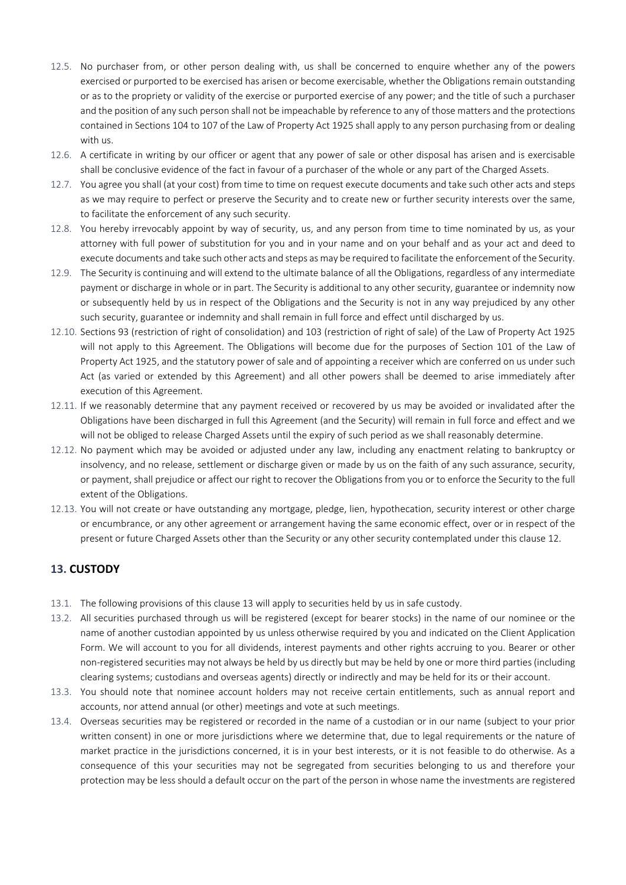12.5. No purchaser from, or other person dealing with, us shall be concerned to enquire whether any of the powers exercised or purported to be exercised has arisen or become exercisable, whether the Obligations remain outstanding or as to the propriety or validity of the exercise or purported exercise of any power; and the title of such a purchaser and the position of any such person shall not be impeachable by reference to any of those matters and the protections contained in Sections 104 to 107 of the Law of Property Act 1925 shall apply to any person purchasing from or dealing with us.

12.6. A certificate in writing by our officer or agent that any power of sale or other disposal has arisen and is exercisable shall be conclusive evidence of the fact in favour of a purchaser of the whole or any part of the Charged Assets.

12.7. You agree you shall (at your cost) from time to time on request execute documents and take such other acts and steps as we may require to perfect or preserve the Security and to create new or further security interests over the same, to facilitate the enforcement of any such security.

12.8. You hereby irrevocably appoint by way of security, us, and any person from time to time nominated by us, as your attorney with full power of substitution for you and in your name and on your behalf and as your act and deed to execute documents and take such other acts and steps as may be required to facilitate the enforcement of the Security.

12.9. The Security is continuing and will extend to the ultimate balance of all the Obligations, regardless of any intermediate payment or discharge in whole or in part. The Security is additional to any other security, guarantee or indemnity now or subsequently held by us in respect of the Obligations and the Security is not in any way prejudiced by any other such security, guarantee or indemnity and shall remain in full force and effect until discharged by us.

12.10. Sections 93 (restriction of right of consolidation) and 103 (restriction of right of sale) of the Law of Property Act 1925 will not apply to this Agreement. The Obligations will become due for the purposes of Section 101 of the Law of Property Act 1925, and the statutory power of sale and of appointing a receiver which are conferred on us under such Act (as varied or extended by this Agreement) and all other powers shall be deemed to arise immediately after execution of this Agreement.

12.11. If we reasonably determine that any payment received or recovered by us may be avoided or invalidated after the Obligations have been discharged in full this Agreement (and the Security) will remain in full force and effect and we will not be obliged to release Charged Assets until the expiry of such period as we shall reasonably determine.

12.12. No payment which may be avoided or adjusted under any law, including any enactment relating to bankruptcy or insolvency, and no release, settlement or discharge given or made by us on the faith of any such assurance, security, or payment, shall prejudice or affect our right to recover the Obligations from you or to enforce the Security to the full extent of the Obligations.

12.13. You will not create or have outstanding any mortgage, pledge, lien, hypothecation, security interest or other charge or encumbrance, or any other agreement or arrangement having the same economic effect, over or in respect of the present or future Charged Assets other than the Security or any other security contemplated under this clause 12.

## 13. CUSTODY

13.1. The following provisions of this clause 13 will apply to securities held by us in safe custody.

13.2. All securities purchased through us will be registered (except for bearer stocks) in the name of our nominee or the name of another custodian appointed by us unless otherwise required by you and indicated on the Client Application Form. We will account to you for all dividends, interest payments and other rights accruing to you. Bearer or other non-registered securities may not always be held by us directly but may be held by one or more third parties (including clearing systems; custodians and overseas agents) directly or indirectly and may be held for its or their account.

13.3. You should note that nominee account holders may not receive certain entitlements, such as annual report and accounts, nor attend annual (or other) meetings and vote at such meetings.

13.4. Overseas securities may be registered or recorded in the name of a custodian or in our name (subject to your prior written consent) in one or more jurisdictions where we determine that, due to legal requirements or the nature of market practice in the jurisdictions concerned, it is in your best interests, or it is not feasible to do otherwise. As a consequence of this your securities may not be segregated from securities belonging to us and therefore your protection may be less should a default occur on the part of the person in whose name the investments are registered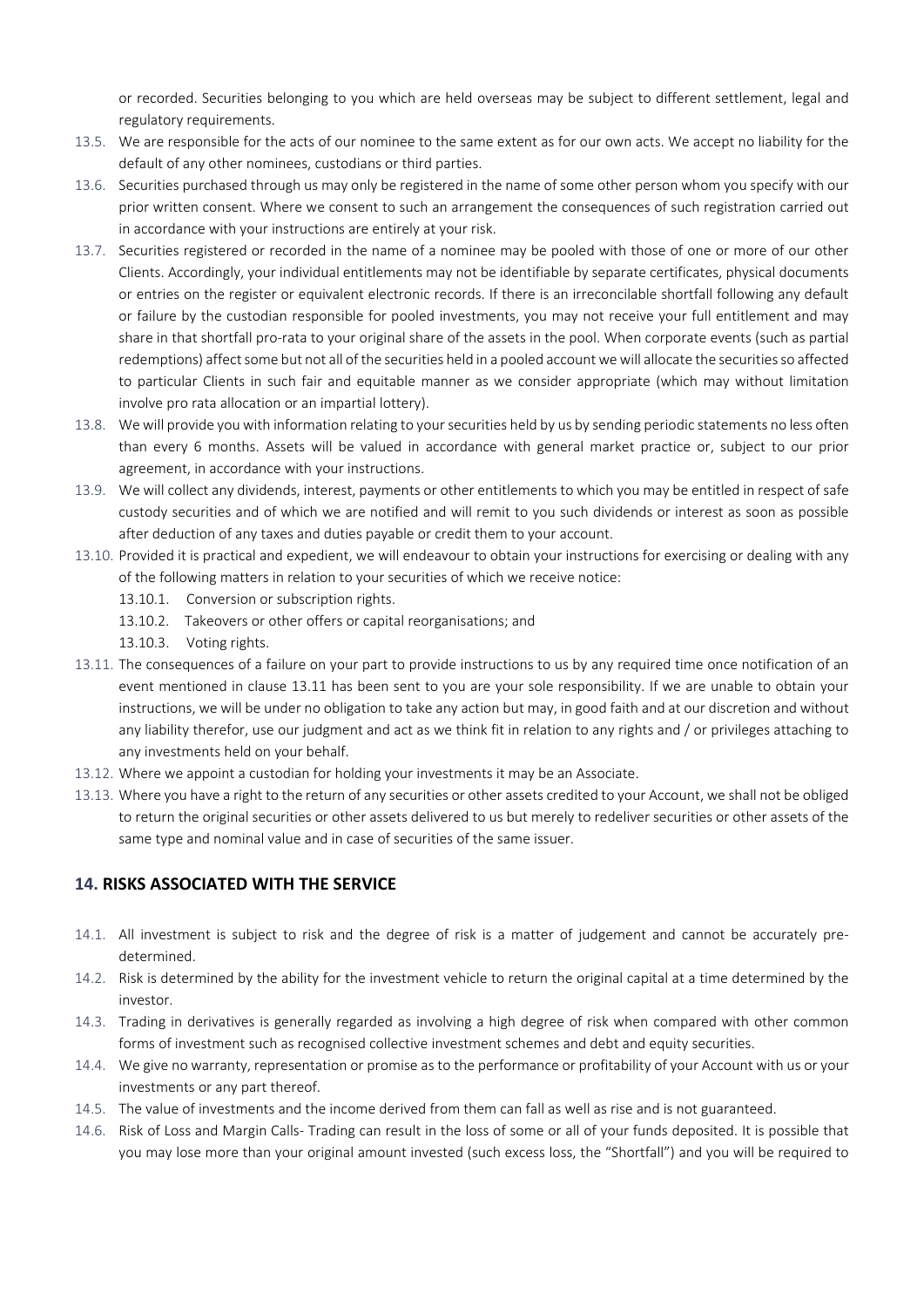or recorded. Securities belonging to you which are held overseas may be subject to different settlement, legal and regulatory requirements.

13.5. We are responsible for the acts of our nominee to the same extent as for our own acts. We accept no liability for the default of any other nominees, custodians or third parties.

13.6. Securities purchased through us may only be registered in the name of some other person whom you specify with our prior written consent. Where we consent to such an arrangement the consequences of such registration carried out in accordance with your instructions are entirely at your risk.

13.7. Securities registered or recorded in the name of a nominee may be pooled with those of one or more of our other Clients. Accordingly, your individual entitlements may not be identifiable by separate certificates, physical documents or entries on the register or equivalent electronic records. If there is an irreconcilable shortfall following any default or failure by the custodian responsible for pooled investments, you may not receive your full entitlement and may share in that shortfall pro-rata to your original share of the assets in the pool. When corporate events (such as partial redemptions) affect some but not all of the securities held in a pooled account we will allocate the securities so affected to particular Clients in such fair and equitable manner as we consider appropriate (which may without limitation involve pro rata allocation or an impartial lottery).

13.8. We will provide you with information relating to your securities held by us by sending periodic statements no less often than every 6 months. Assets will be valued in accordance with general market practice or, subject to our prior agreement, in accordance with your instructions.

13.9. We will collect any dividends, interest, payments or other entitlements to which you may be entitled in respect of safe custody securities and of which we are notified and will remit to you such dividends or interest as soon as possible after deduction of any taxes and duties payable or credit them to your account.

13.10. Provided it is practical and expedient, we will endeavour to obtain your instructions for exercising or dealing with any of the following matters in relation to your securities of which we receive notice:

13.10.1. Conversion or subscription rights.

13.10.2. Takeovers or other offers or capital reorganisations; and

13.10.3. Voting rights.

13.11. The consequences of a failure on your part to provide instructions to us by any required time once notification of an event mentioned in clause 13.11 has been sent to you are your sole responsibility. If we are unable to obtain your instructions, we will be under no obligation to take any action but may, in good faith and at our discretion and without any liability therefor, use our judgment and act as we think fit in relation to any rights and / or privileges attaching to any investments held on your behalf.

13.12. Where we appoint a custodian for holding your investments it may be an Associate.

13.13. Where you have a right to the return of any securities or other assets credited to your Account, we shall not be obliged to return the original securities or other assets delivered to us but merely to redeliver securities or other assets of the same type and nominal value and in case of securities of the same issuer.

## 14. RISKS ASSOCIATED WITH THE SERVICE

14.1. All investment is subject to risk and the degree of risk is a matter of judgement and cannot be accurately pre-determined.

14.2. Risk is determined by the ability for the investment vehicle to return the original capital at a time determined by the investor.

14.3. Trading in derivatives is generally regarded as involving a high degree of risk when compared with other common forms of investment such as recognised collective investment schemes and debt and equity securities.

14.4. We give no warranty, representation or promise as to the performance or profitability of your Account with us or your investments or any part thereof.

14.5. The value of investments and the income derived from them can fall as well as rise and is not guaranteed.

14.6. Risk of Loss and Margin Calls- Trading can result in the loss of some or all of your funds deposited. It is possible that you may lose more than your original amount invested (such excess loss, the "Shortfall") and you will be required to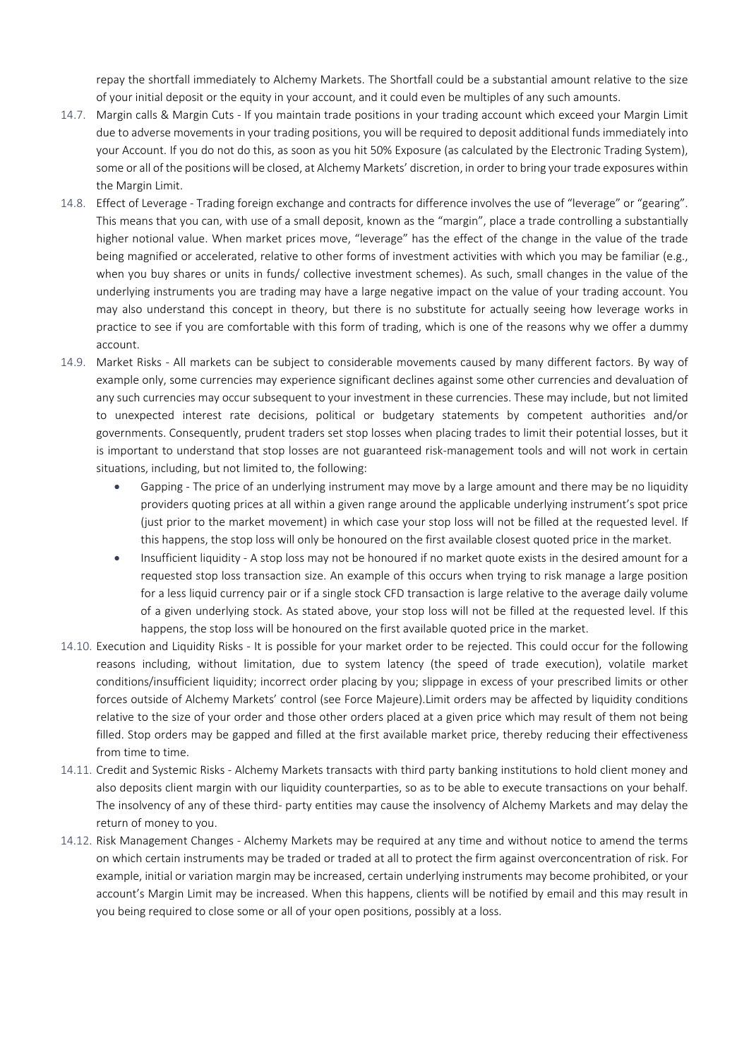repay the shortfall immediately to Alchemy Markets. The Shortfall could be a substantial amount relative to the size of your initial deposit or the equity in your account, and it could even be multiples of any such amounts.

14.7. Margin calls & Margin Cuts - If you maintain trade positions in your trading account which exceed your Margin Limit due to adverse movements in your trading positions, you will be required to deposit additional funds immediately into your Account. If you do not do this, as soon as you hit 50% Exposure (as calculated by the Electronic Trading System), some or all of the positions will be closed, at Alchemy Markets' discretion, in order to bring your trade exposures within the Margin Limit.

14.8. Effect of Leverage - Trading foreign exchange and contracts for difference involves the use of "leverage" or "gearing". This means that you can, with use of a small deposit, known as the "margin", place a trade controlling a substantially higher notional value. When market prices move, "leverage" has the effect of the change in the value of the trade being magnified or accelerated, relative to other forms of investment activities with which you may be familiar (e.g., when you buy shares or units in funds/ collective investment schemes). As such, small changes in the value of the underlying instruments you are trading may have a large negative impact on the value of your trading account. You may also understand this concept in theory, but there is no substitute for actually seeing how leverage works in practice to see if you are comfortable with this form of trading, which is one of the reasons why we offer a dummy account.

14.9. Market Risks - All markets can be subject to considerable movements caused by many different factors. By way of example only, some currencies may experience significant declines against some other currencies and devaluation of any such currencies may occur subsequent to your investment in these currencies. These may include, but not limited to unexpected interest rate decisions, political or budgetary statements by competent authorities and/or governments. Consequently, prudent traders set stop losses when placing trades to limit their potential losses, but it is important to understand that stop losses are not guaranteed risk-management tools and will not work in certain situations, including, but not limited to, the following:

- Gapping - The price of an underlying instrument may move by a large amount and there may be no liquidity providers quoting prices at all within a given range around the applicable underlying instrument's spot price (just prior to the market movement) in which case your stop loss will not be filled at the requested level. If this happens, the stop loss will only be honoured on the first available closest quoted price in the market.
- Insufficient liquidity - A stop loss may not be honoured if no market quote exists in the desired amount for a requested stop loss transaction size. An example of this occurs when trying to risk manage a large position for a less liquid currency pair or if a single stock CFD transaction is large relative to the average daily volume of a given underlying stock. As stated above, your stop loss will not be filled at the requested level. If this happens, the stop loss will be honoured on the first available quoted price in the market.

14.10. Execution and Liquidity Risks - It is possible for your market order to be rejected. This could occur for the following reasons including, without limitation, due to system latency (the speed of trade execution), volatile market conditions/insufficient liquidity; incorrect order placing by you; slippage in excess of your prescribed limits or other forces outside of Alchemy Markets' control (see Force Majeure).Limit orders may be affected by liquidity conditions relative to the size of your order and those other orders placed at a given price which may result of them not being filled. Stop orders may be gapped and filled at the first available market price, thereby reducing their effectiveness from time to time.

14.11. Credit and Systemic Risks - Alchemy Markets transacts with third party banking institutions to hold client money and also deposits client margin with our liquidity counterparties, so as to be able to execute transactions on your behalf. The insolvency of any of these third- party entities may cause the insolvency of Alchemy Markets and may delay the return of money to you.

14.12. Risk Management Changes - Alchemy Markets may be required at any time and without notice to amend the terms on which certain instruments may be traded or traded at all to protect the firm against overconcentration of risk. For example, initial or variation margin may be increased, certain underlying instruments may become prohibited, or your account's Margin Limit may be increased. When this happens, clients will be notified by email and this may result in you being required to close some or all of your open positions, possibly at a loss.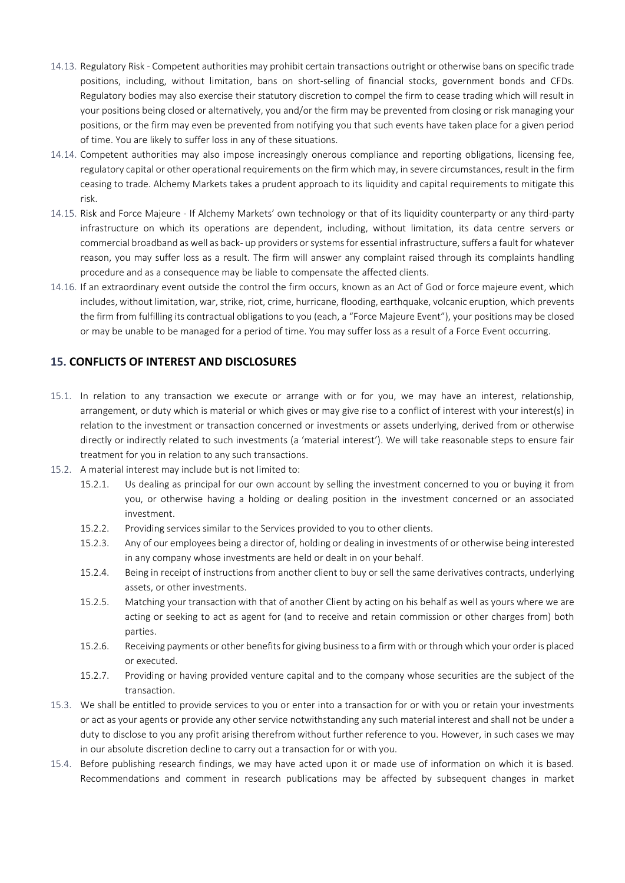14.13. Regulatory Risk - Competent authorities may prohibit certain transactions outright or otherwise bans on specific trade positions, including, without limitation, bans on short-selling of financial stocks, government bonds and CFDs. Regulatory bodies may also exercise their statutory discretion to compel the firm to cease trading which will result in your positions being closed or alternatively, you and/or the firm may be prevented from closing or risk managing your positions, or the firm may even be prevented from notifying you that such events have taken place for a given period of time. You are likely to suffer loss in any of these situations.

14.14. Competent authorities may also impose increasingly onerous compliance and reporting obligations, licensing fee, regulatory capital or other operational requirements on the firm which may, in severe circumstances, result in the firm ceasing to trade. Alchemy Markets takes a prudent approach to its liquidity and capital requirements to mitigate this risk.

14.15. Risk and Force Majeure - If Alchemy Markets' own technology or that of its liquidity counterparty or any third-party infrastructure on which its operations are dependent, including, without limitation, its data centre servers or commercial broadband as well as back- up providers or systems for essential infrastructure, suffers a fault for whatever reason, you may suffer loss as a result. The firm will answer any complaint raised through its complaints handling procedure and as a consequence may be liable to compensate the affected clients.

14.16. If an extraordinary event outside the control the firm occurs, known as an Act of God or force majeure event, which includes, without limitation, war, strike, riot, crime, hurricane, flooding, earthquake, volcanic eruption, which prevents the firm from fulfilling its contractual obligations to you (each, a "Force Majeure Event"), your positions may be closed or may be unable to be managed for a period of time. You may suffer loss as a result of a Force Event occurring.

## 15. CONFLICTS OF INTEREST AND DISCLOSURES

15.1. In relation to any transaction we execute or arrange with or for you, we may have an interest, relationship, arrangement, or duty which is material or which gives or may give rise to a conflict of interest with your interest(s) in relation to the investment or transaction concerned or investments or assets underlying, derived from or otherwise directly or indirectly related to such investments (a 'material interest'). We will take reasonable steps to ensure fair treatment for you in relation to any such transactions.

15.2. A material interest may include but is not limited to:

- 15.2.1. Us dealing as principal for our own account by selling the investment concerned to you or buying it from you, or otherwise having a holding or dealing position in the investment concerned or an associated investment.
- 15.2.2. Providing services similar to the Services provided to you to other clients.
- 15.2.3. Any of our employees being a director of, holding or dealing in investments of or otherwise being interested in any company whose investments are held or dealt in on your behalf.
- 15.2.4. Being in receipt of instructions from another client to buy or sell the same derivatives contracts, underlying assets, or other investments.
- 15.2.5. Matching your transaction with that of another Client by acting on his behalf as well as yours where we are acting or seeking to act as agent for (and to receive and retain commission or other charges from) both parties.
- 15.2.6. Receiving payments or other benefits for giving business to a firm with or through which your order is placed or executed.
- 15.2.7. Providing or having provided venture capital and to the company whose securities are the subject of the transaction.

15.3. We shall be entitled to provide services to you or enter into a transaction for or with you or retain your investments or act as your agents or provide any other service notwithstanding any such material interest and shall not be under a duty to disclose to you any profit arising therefrom without further reference to you. However, in such cases we may in our absolute discretion decline to carry out a transaction for or with you.

15.4. Before publishing research findings, we may have acted upon it or made use of information on which it is based. Recommendations and comment in research publications may be affected by subsequent changes in market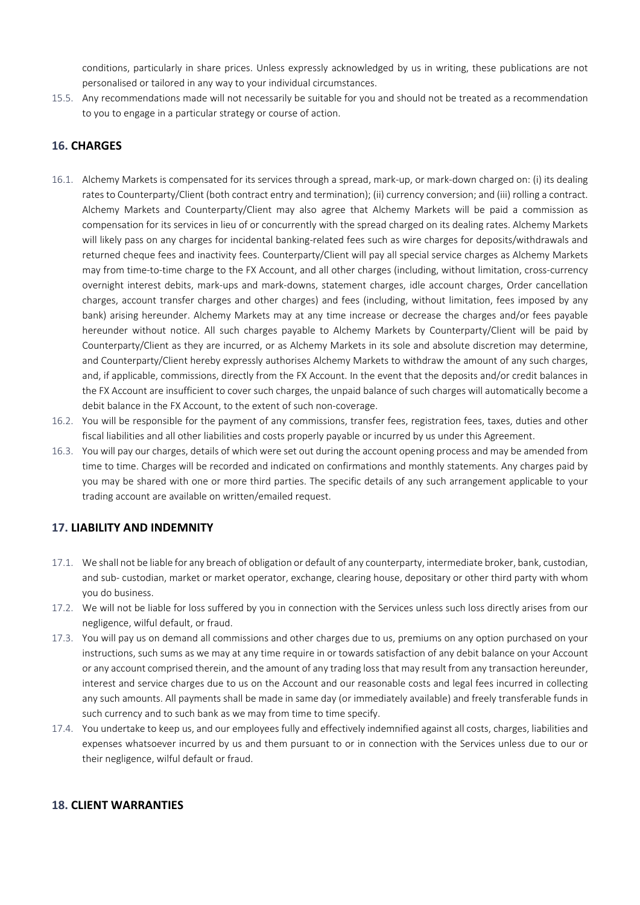conditions, particularly in share prices. Unless expressly acknowledged by us in writing, these publications are not personalised or tailored in any way to your individual circumstances.

15.5. Any recommendations made will not necessarily be suitable for you and should not be treated as a recommendation to you to engage in a particular strategy or course of action.

## 16. CHARGES

16.1. Alchemy Markets is compensated for its services through a spread, mark-up, or mark-down charged on: (i) its dealing rates to Counterparty/Client (both contract entry and termination); (ii) currency conversion; and (iii) rolling a contract. Alchemy Markets and Counterparty/Client may also agree that Alchemy Markets will be paid a commission as compensation for its services in lieu of or concurrently with the spread charged on its dealing rates. Alchemy Markets will likely pass on any charges for incidental banking-related fees such as wire charges for deposits/withdrawals and returned cheque fees and inactivity fees. Counterparty/Client will pay all special service charges as Alchemy Markets may from time-to-time charge to the FX Account, and all other charges (including, without limitation, cross-currency overnight interest debits, mark-ups and mark-downs, statement charges, idle account charges, Order cancellation charges, account transfer charges and other charges) and fees (including, without limitation, fees imposed by any bank) arising hereunder. Alchemy Markets may at any time increase or decrease the charges and/or fees payable hereunder without notice. All such charges payable to Alchemy Markets by Counterparty/Client will be paid by Counterparty/Client as they are incurred, or as Alchemy Markets in its sole and absolute discretion may determine, and Counterparty/Client hereby expressly authorises Alchemy Markets to withdraw the amount of any such charges, and, if applicable, commissions, directly from the FX Account. In the event that the deposits and/or credit balances in the FX Account are insufficient to cover such charges, the unpaid balance of such charges will automatically become a debit balance in the FX Account, to the extent of such non-coverage.

16.2. You will be responsible for the payment of any commissions, transfer fees, registration fees, taxes, duties and other fiscal liabilities and all other liabilities and costs properly payable or incurred by us under this Agreement.

16.3. You will pay our charges, details of which were set out during the account opening process and may be amended from time to time. Charges will be recorded and indicated on confirmations and monthly statements. Any charges paid by you may be shared with one or more third parties. The specific details of any such arrangement applicable to your trading account are available on written/emailed request.

## 17. LIABILITY AND INDEMNITY

17.1. We shall not be liable for any breach of obligation or default of any counterparty, intermediate broker, bank, custodian, and sub- custodian, market or market operator, exchange, clearing house, depositary or other third party with whom you do business.

17.2. We will not be liable for loss suffered by you in connection with the Services unless such loss directly arises from our negligence, wilful default, or fraud.

17.3. You will pay us on demand all commissions and other charges due to us, premiums on any option purchased on your instructions, such sums as we may at any time require in or towards satisfaction of any debit balance on your Account or any account comprised therein, and the amount of any trading loss that may result from any transaction hereunder, interest and service charges due to us on the Account and our reasonable costs and legal fees incurred in collecting any such amounts. All payments shall be made in same day (or immediately available) and freely transferable funds in such currency and to such bank as we may from time to time specify.

17.4. You undertake to keep us, and our employees fully and effectively indemnified against all costs, charges, liabilities and expenses whatsoever incurred by us and them pursuant to or in connection with the Services unless due to our or their negligence, wilful default or fraud.

## 18. CLIENT WARRANTIES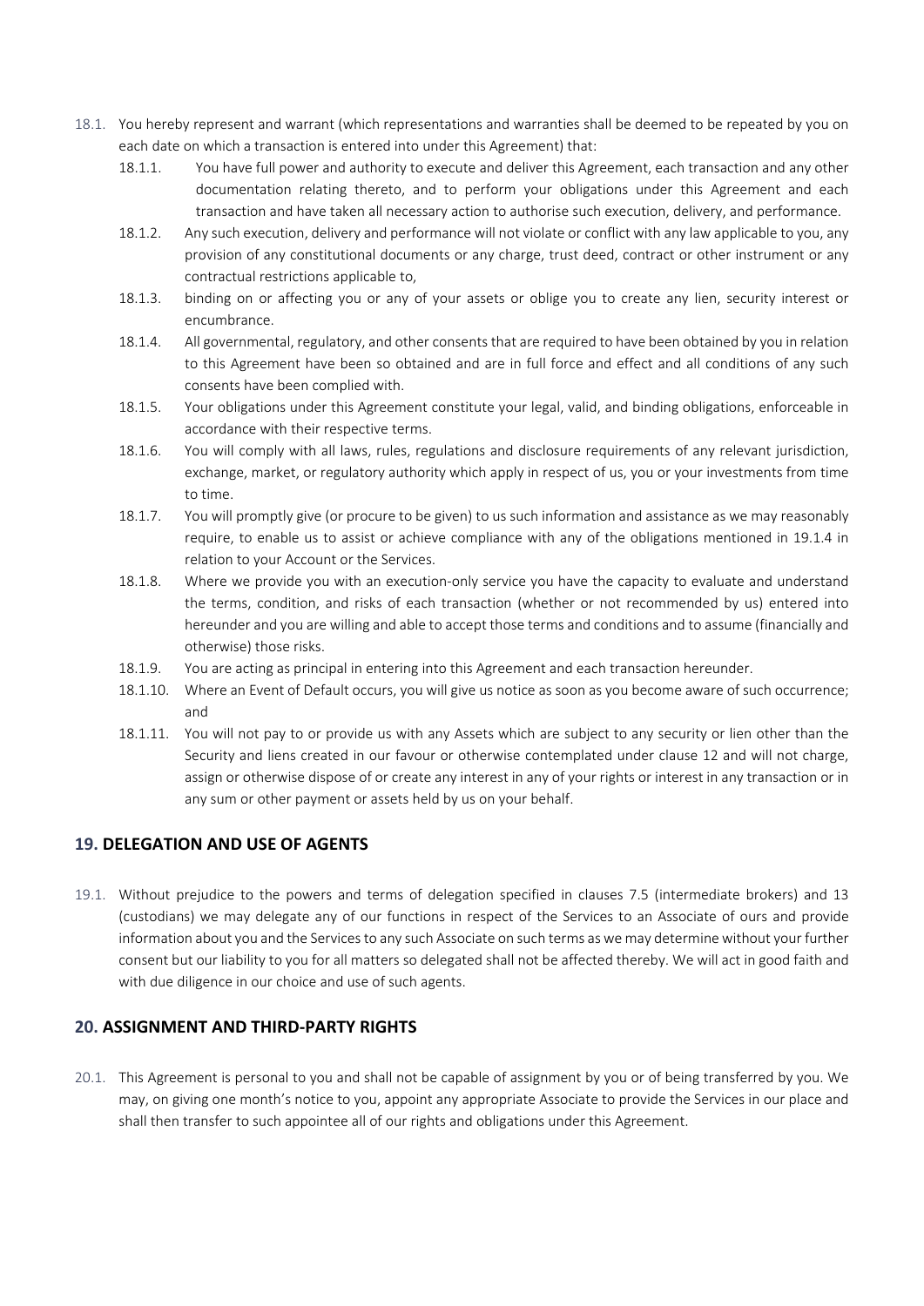18.1. You hereby represent and warrant (which representations and warranties shall be deemed to be repeated by you on each date on which a transaction is entered into under this Agreement) that:

- 18.1.1. You have full power and authority to execute and deliver this Agreement, each transaction and any other documentation relating thereto, and to perform your obligations under this Agreement and each transaction and have taken all necessary action to authorise such execution, delivery, and performance.
- 18.1.2. Any such execution, delivery and performance will not violate or conflict with any law applicable to you, any provision of any constitutional documents or any charge, trust deed, contract or other instrument or any contractual restrictions applicable to,
- 18.1.3. binding on or affecting you or any of your assets or oblige you to create any lien, security interest or encumbrance.
- 18.1.4. All governmental, regulatory, and other consents that are required to have been obtained by you in relation to this Agreement have been so obtained and are in full force and effect and all conditions of any such consents have been complied with.
- 18.1.5. Your obligations under this Agreement constitute your legal, valid, and binding obligations, enforceable in accordance with their respective terms.
- 18.1.6. You will comply with all laws, rules, regulations and disclosure requirements of any relevant jurisdiction, exchange, market, or regulatory authority which apply in respect of us, you or your investments from time to time.
- 18.1.7. You will promptly give (or procure to be given) to us such information and assistance as we may reasonably require, to enable us to assist or achieve compliance with any of the obligations mentioned in 19.1.4 in relation to your Account or the Services.
- 18.1.8. Where we provide you with an execution-only service you have the capacity to evaluate and understand the terms, condition, and risks of each transaction (whether or not recommended by us) entered into hereunder and you are willing and able to accept those terms and conditions and to assume (financially and otherwise) those risks.
- 18.1.9. You are acting as principal in entering into this Agreement and each transaction hereunder.
- 18.1.10. Where an Event of Default occurs, you will give us notice as soon as you become aware of such occurrence; and
- 18.1.11. You will not pay to or provide us with any Assets which are subject to any security or lien other than the Security and liens created in our favour or otherwise contemplated under clause 12 and will not charge, assign or otherwise dispose of or create any interest in any of your rights or interest in any transaction or in any sum or other payment or assets held by us on your behalf.

## 19. DELEGATION AND USE OF AGENTS

19.1. Without prejudice to the powers and terms of delegation specified in clauses 7.5 (intermediate brokers) and 13 (custodians) we may delegate any of our functions in respect of the Services to an Associate of ours and provide information about you and the Services to any such Associate on such terms as we may determine without your further consent but our liability to you for all matters so delegated shall not be affected thereby. We will act in good faith and with due diligence in our choice and use of such agents.

## 20. ASSIGNMENT AND THIRD-PARTY RIGHTS

20.1. This Agreement is personal to you and shall not be capable of assignment by you or of being transferred by you. We may, on giving one month's notice to you, appoint any appropriate Associate to provide the Services in our place and shall then transfer to such appointee all of our rights and obligations under this Agreement.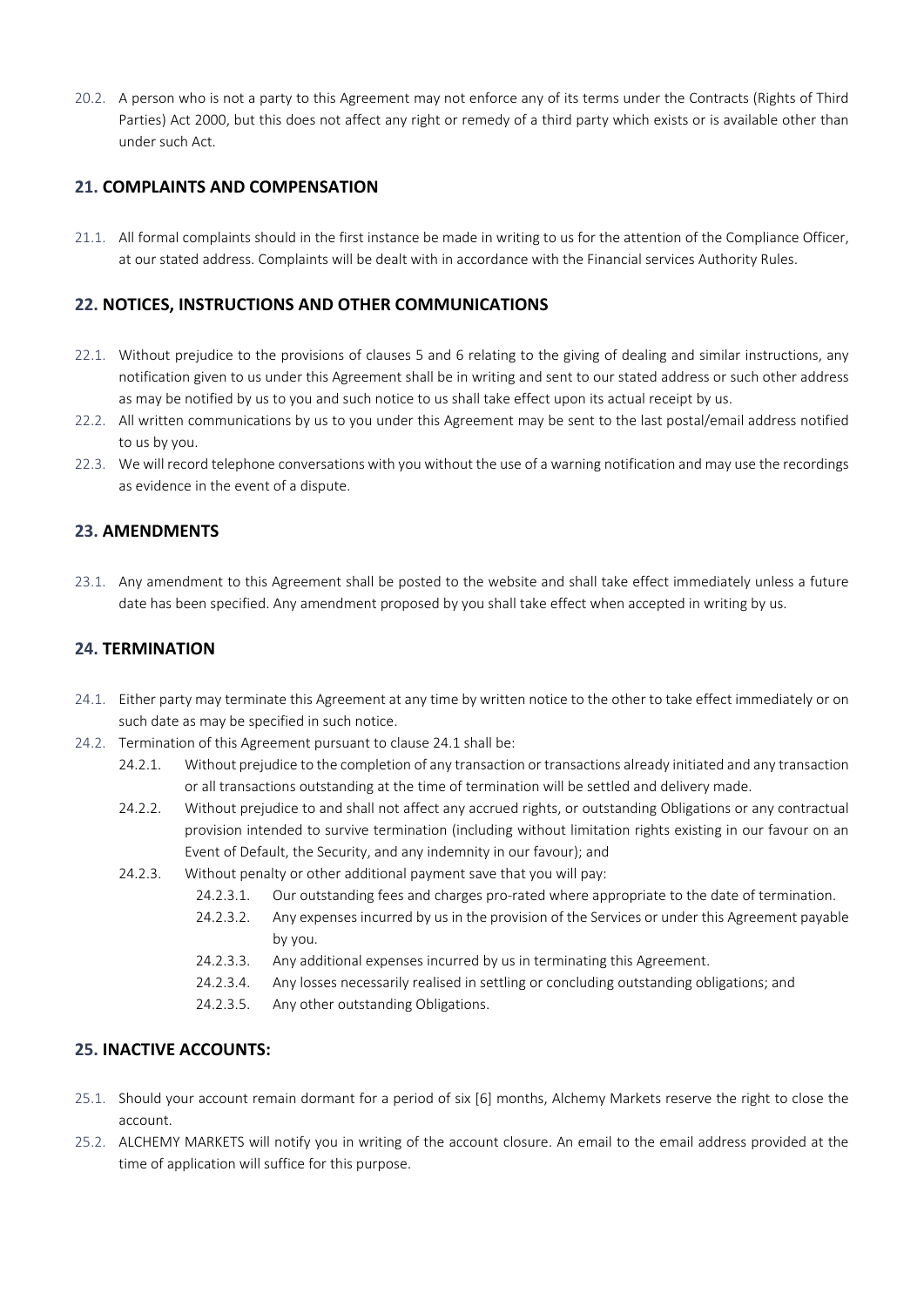20.2. A person who is not a party to this Agreement may not enforce any of its terms under the Contracts (Rights of Third Parties) Act 2000, but this does not affect any right or remedy of a third party which exists or is available other than under such Act.

## 21. COMPLAINTS AND COMPENSATION

21.1. All formal complaints should in the first instance be made in writing to us for the attention of the Compliance Officer, at our stated address. Complaints will be dealt with in accordance with the Financial services Authority Rules.

## 22. NOTICES, INSTRUCTIONS AND OTHER COMMUNICATIONS

22.1. Without prejudice to the provisions of clauses 5 and 6 relating to the giving of dealing and similar instructions, any notification given to us under this Agreement shall be in writing and sent to our stated address or such other address as may be notified by us to you and such notice to us shall take effect upon its actual receipt by us.

22.2. All written communications by us to you under this Agreement may be sent to the last postal/email address notified to us by you.

22.3. We will record telephone conversations with you without the use of a warning notification and may use the recordings as evidence in the event of a dispute.

## 23. AMENDMENTS

23.1. Any amendment to this Agreement shall be posted to the website and shall take effect immediately unless a future date has been specified. Any amendment proposed by you shall take effect when accepted in writing by us.

## 24. TERMINATION

24.1. Either party may terminate this Agreement at any time by written notice to the other to take effect immediately or on such date as may be specified in such notice.

24.2. Termination of this Agreement pursuant to clause 24.1 shall be:

- 24.2.1. Without prejudice to the completion of any transaction or transactions already initiated and any transaction or all transactions outstanding at the time of termination will be settled and delivery made.
- 24.2.2. Without prejudice to and shall not affect any accrued rights, or outstanding Obligations or any contractual provision intended to survive termination (including without limitation rights existing in our favour on an Event of Default, the Security, and any indemnity in our favour); and
- 24.2.3. Without penalty or other additional payment save that you will pay:
  - 24.2.3.1. Our outstanding fees and charges pro-rated where appropriate to the date of termination.
  - 24.2.3.2. Any expenses incurred by us in the provision of the Services or under this Agreement payable by you.
  - 24.2.3.3. Any additional expenses incurred by us in terminating this Agreement.
  - 24.2.3.4. Any losses necessarily realised in settling or concluding outstanding obligations; and
  - 24.2.3.5. Any other outstanding Obligations.

## 25. INACTIVE ACCOUNTS:

25.1. Should your account remain dormant for a period of six [6] months, Alchemy Markets reserve the right to close the account.

25.2. ALCHEMY MARKETS will notify you in writing of the account closure. An email to the email address provided at the time of application will suffice for this purpose.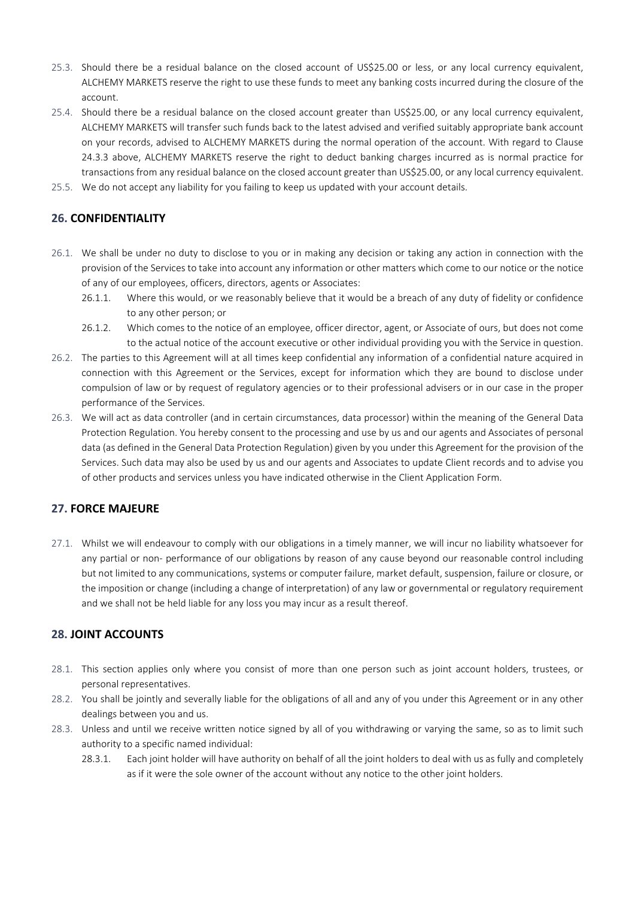25.3. Should there be a residual balance on the closed account of US$25.00 or less, or any local currency equivalent, ALCHEMY MARKETS reserve the right to use these funds to meet any banking costs incurred during the closure of the account.

25.4. Should there be a residual balance on the closed account greater than US$25.00, or any local currency equivalent, ALCHEMY MARKETS will transfer such funds back to the latest advised and verified suitably appropriate bank account on your records, advised to ALCHEMY MARKETS during the normal operation of the account. With regard to Clause 24.3.3 above, ALCHEMY MARKETS reserve the right to deduct banking charges incurred as is normal practice for transactions from any residual balance on the closed account greater than US$25.00, or any local currency equivalent.

25.5. We do not accept any liability for you failing to keep us updated with your account details.

## 26. CONFIDENTIALITY

26.1. We shall be under no duty to disclose to you or in making any decision or taking any action in connection with the provision of the Services to take into account any information or other matters which come to our notice or the notice of any of our employees, officers, directors, agents or Associates:

26.1.1. Where this would, or we reasonably believe that it would be a breach of any duty of fidelity or confidence to any other person; or

26.1.2. Which comes to the notice of an employee, officer director, agent, or Associate of ours, but does not come to the actual notice of the account executive or other individual providing you with the Service in question.

26.2. The parties to this Agreement will at all times keep confidential any information of a confidential nature acquired in connection with this Agreement or the Services, except for information which they are bound to disclose under compulsion of law or by request of regulatory agencies or to their professional advisers or in our case in the proper performance of the Services.

26.3. We will act as data controller (and in certain circumstances, data processor) within the meaning of the General Data Protection Regulation. You hereby consent to the processing and use by us and our agents and Associates of personal data (as defined in the General Data Protection Regulation) given by you under this Agreement for the provision of the Services. Such data may also be used by us and our agents and Associates to update Client records and to advise you of other products and services unless you have indicated otherwise in the Client Application Form.

## 27. FORCE MAJEURE

27.1. Whilst we will endeavour to comply with our obligations in a timely manner, we will incur no liability whatsoever for any partial or non- performance of our obligations by reason of any cause beyond our reasonable control including but not limited to any communications, systems or computer failure, market default, suspension, failure or closure, or the imposition or change (including a change of interpretation) of any law or governmental or regulatory requirement and we shall not be held liable for any loss you may incur as a result thereof.

## 28. JOINT ACCOUNTS

28.1. This section applies only where you consist of more than one person such as joint account holders, trustees, or personal representatives.

28.2. You shall be jointly and severally liable for the obligations of all and any of you under this Agreement or in any other dealings between you and us.

28.3. Unless and until we receive written notice signed by all of you withdrawing or varying the same, so as to limit such authority to a specific named individual:

28.3.1. Each joint holder will have authority on behalf of all the joint holders to deal with us as fully and completely as if it were the sole owner of the account without any notice to the other joint holders.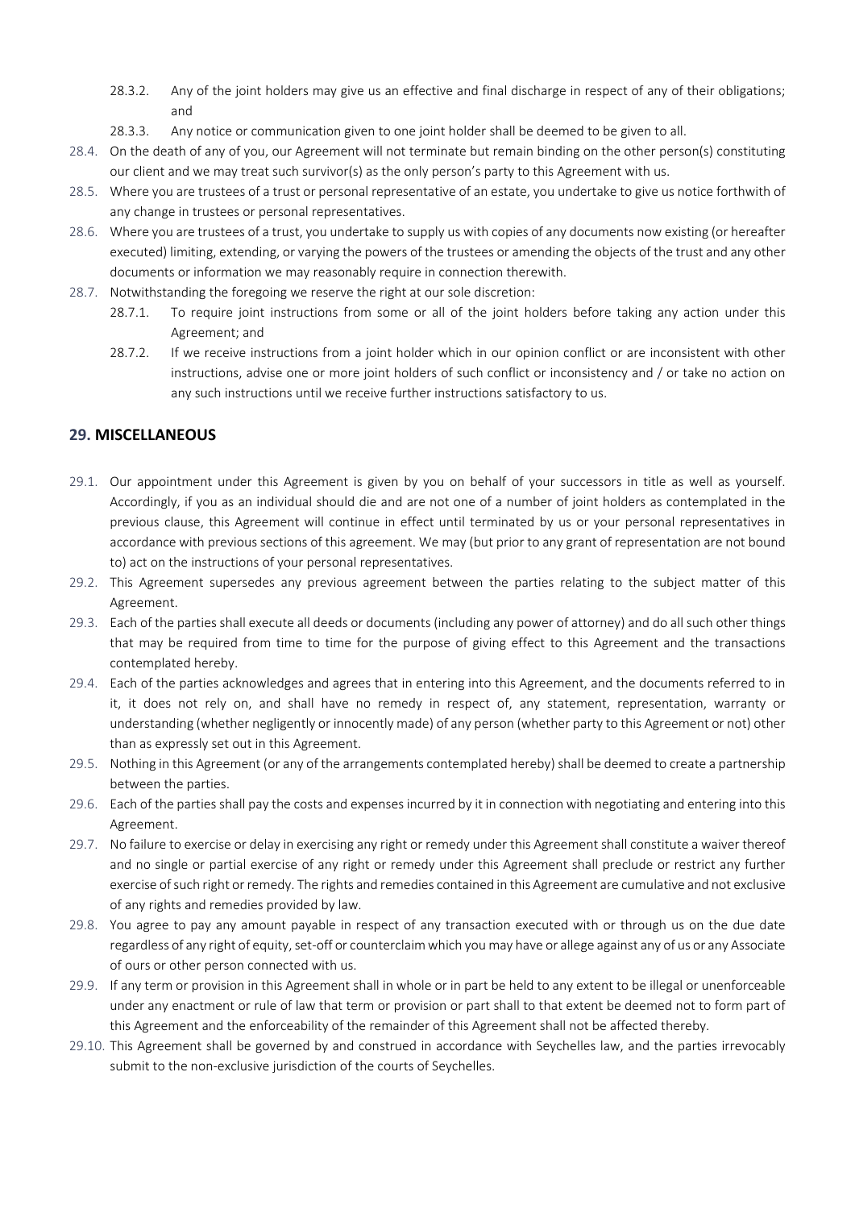28.3.2. Any of the joint holders may give us an effective and final discharge in respect of any of their obligations; and

28.3.3. Any notice or communication given to one joint holder shall be deemed to be given to all.

28.4. On the death of any of you, our Agreement will not terminate but remain binding on the other person(s) constituting our client and we may treat such survivor(s) as the only person's party to this Agreement with us.

28.5. Where you are trustees of a trust or personal representative of an estate, you undertake to give us notice forthwith of any change in trustees or personal representatives.

28.6. Where you are trustees of a trust, you undertake to supply us with copies of any documents now existing (or hereafter executed) limiting, extending, or varying the powers of the trustees or amending the objects of the trust and any other documents or information we may reasonably require in connection therewith.

28.7. Notwithstanding the foregoing we reserve the right at our sole discretion:

28.7.1. To require joint instructions from some or all of the joint holders before taking any action under this Agreement; and

28.7.2. If we receive instructions from a joint holder which in our opinion conflict or are inconsistent with other instructions, advise one or more joint holders of such conflict or inconsistency and / or take no action on any such instructions until we receive further instructions satisfactory to us.

## 29. MISCELLANEOUS

29.1. Our appointment under this Agreement is given by you on behalf of your successors in title as well as yourself. Accordingly, if you as an individual should die and are not one of a number of joint holders as contemplated in the previous clause, this Agreement will continue in effect until terminated by us or your personal representatives in accordance with previous sections of this agreement. We may (but prior to any grant of representation are not bound to) act on the instructions of your personal representatives.

29.2. This Agreement supersedes any previous agreement between the parties relating to the subject matter of this Agreement.

29.3. Each of the parties shall execute all deeds or documents (including any power of attorney) and do all such other things that may be required from time to time for the purpose of giving effect to this Agreement and the transactions contemplated hereby.

29.4. Each of the parties acknowledges and agrees that in entering into this Agreement, and the documents referred to in it, it does not rely on, and shall have no remedy in respect of, any statement, representation, warranty or understanding (whether negligently or innocently made) of any person (whether party to this Agreement or not) other than as expressly set out in this Agreement.

29.5. Nothing in this Agreement (or any of the arrangements contemplated hereby) shall be deemed to create a partnership between the parties.

29.6. Each of the parties shall pay the costs and expenses incurred by it in connection with negotiating and entering into this Agreement.

29.7. No failure to exercise or delay in exercising any right or remedy under this Agreement shall constitute a waiver thereof and no single or partial exercise of any right or remedy under this Agreement shall preclude or restrict any further exercise of such right or remedy. The rights and remedies contained in this Agreement are cumulative and not exclusive of any rights and remedies provided by law.

29.8. You agree to pay any amount payable in respect of any transaction executed with or through us on the due date regardless of any right of equity, set-off or counterclaim which you may have or allege against any of us or any Associate of ours or other person connected with us.

29.9. If any term or provision in this Agreement shall in whole or in part be held to any extent to be illegal or unenforceable under any enactment or rule of law that term or provision or part shall to that extent be deemed not to form part of this Agreement and the enforceability of the remainder of this Agreement shall not be affected thereby.

29.10. This Agreement shall be governed by and construed in accordance with Seychelles law, and the parties irrevocably submit to the non-exclusive jurisdiction of the courts of Seychelles.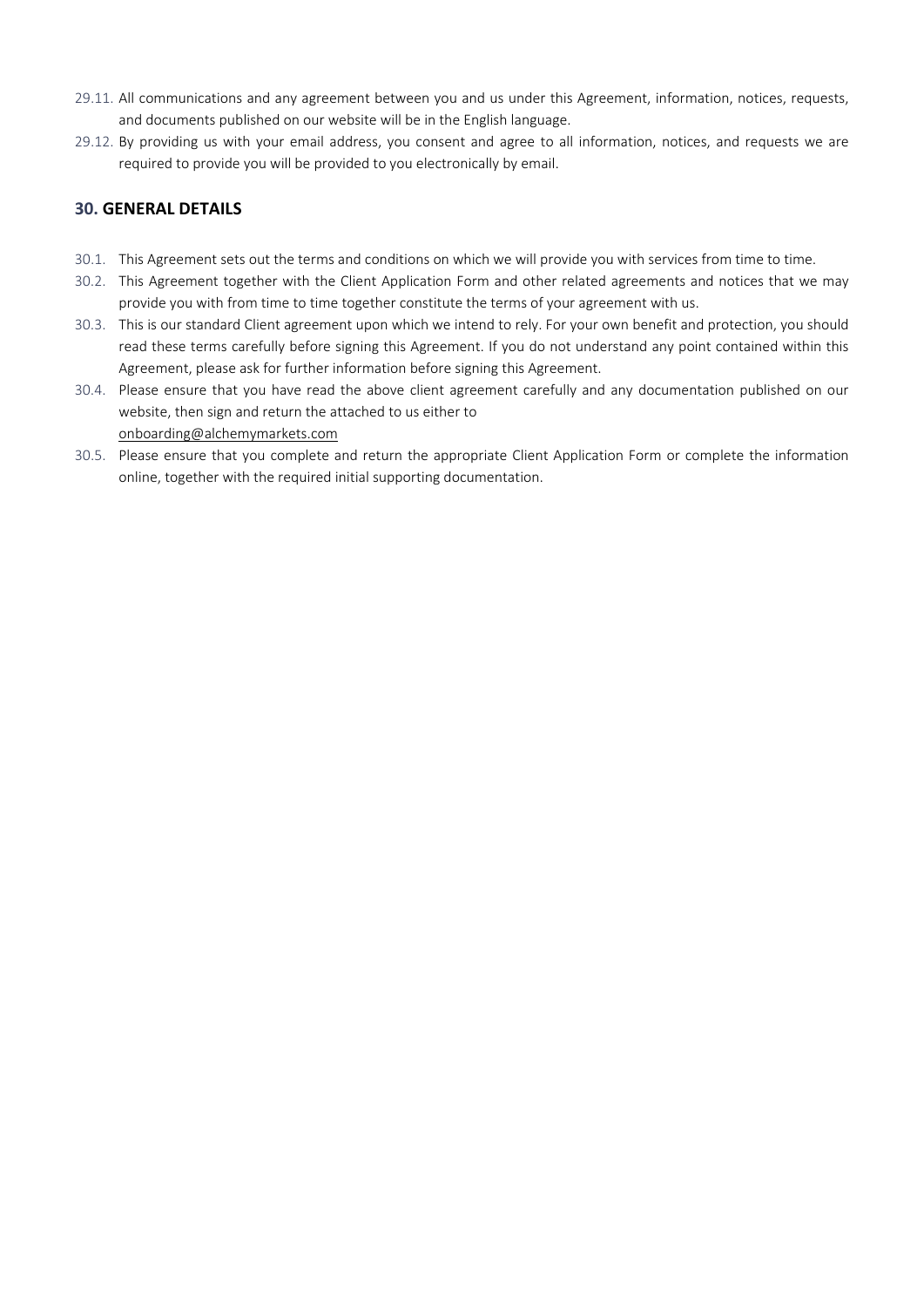29.11. All communications and any agreement between you and us under this Agreement, information, notices, requests, and documents published on our website will be in the English language.

29.12. By providing us with your email address, you consent and agree to all information, notices, and requests we are required to provide you will be provided to you electronically by email.

## 30. GENERAL DETAILS

30.1. This Agreement sets out the terms and conditions on which we will provide you with services from time to time.

30.2. This Agreement together with the Client Application Form and other related agreements and notices that we may provide you with from time to time together constitute the terms of your agreement with us.

30.3. This is our standard Client agreement upon which we intend to rely. For your own benefit and protection, you should read these terms carefully before signing this Agreement. If you do not understand any point contained within this Agreement, please ask for further information before signing this Agreement.

30.4. Please ensure that you have read the above client agreement carefully and any documentation published on our website, then sign and return the attached to us either to onboarding@alchemymarkets.com

30.5. Please ensure that you complete and return the appropriate Client Application Form or complete the information online, together with the required initial supporting documentation.